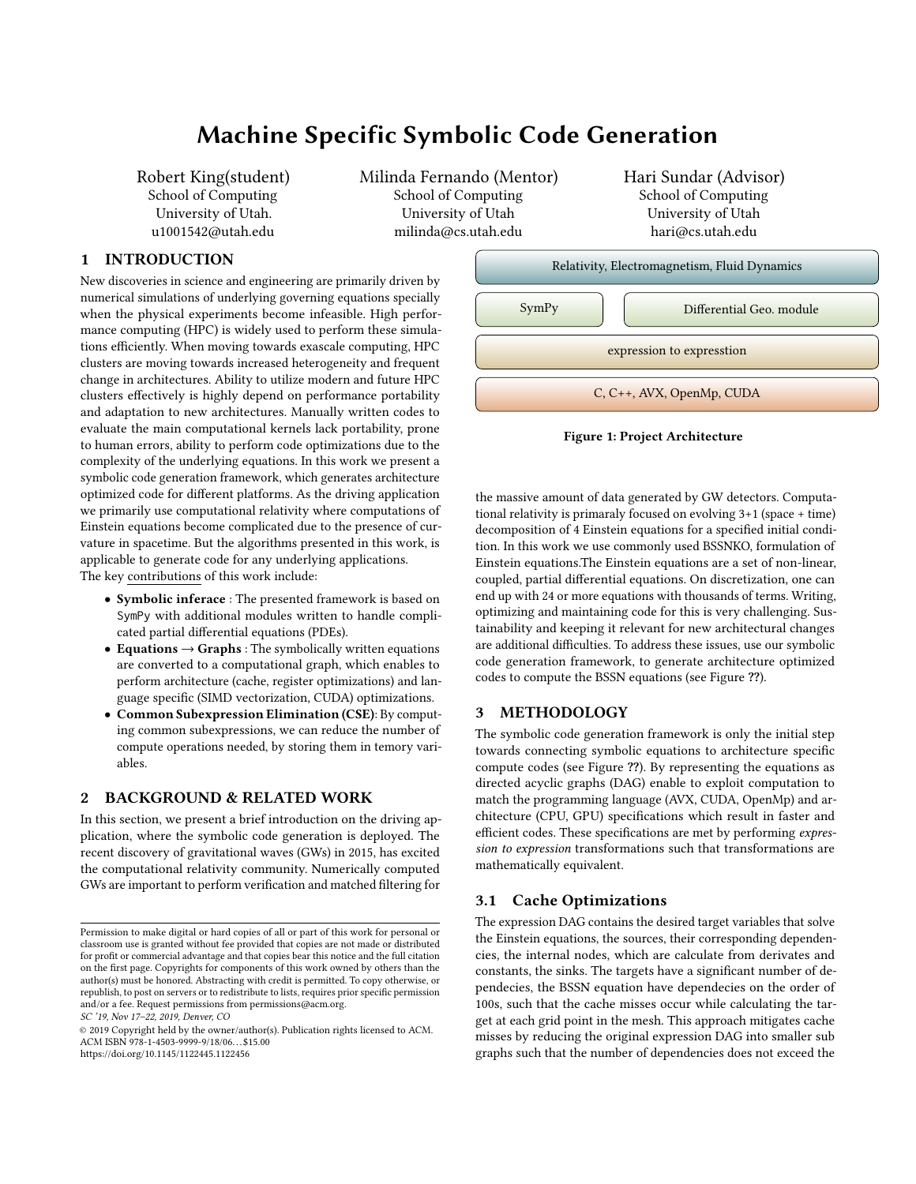# Machine Specific Symbolic Code Generation

Robert King(student)
School of Computing
University of Utah.
u1001542@utah.edu

Milinda Fernando (Mentor)
School of Computing
University of Utah
milinda@cs.utah.edu

Hari Sundar (Advisor)
School of Computing
University of Utah
hari@cs.utah.edu

## 1 INTRODUCTION

New discoveries in science and engineering are primarily driven by numerical simulations of underlying governing equations specially when the physical experiments become infeasible. High performance computing (HPC) is widely used to perform these simulations efficiently. When moving towards exascale computing, HPC clusters are moving towards increased heterogeneity and frequent change in architectures. Ability to utilize modern and future HPC clusters effectively is highly depend on performance portability and adaptation to new architectures. Manually written codes to evaluate the main computational kernels lack portability, prone to human errors, ability to perform code optimizations due to the complexity of the underlying equations. In this work we present a symbolic code generation framework, which generates architecture optimized code for different platforms. As the driving application we primarily use computational relativity where computations of Einstein equations become complicated due to the presence of curvature in spacetime. But the algorithms presented in this work, is applicable to generate code for any underlying applications.

The key contributions of this work include:

- **Symbolic inferace** : The presented framework is based on SymPy with additional modules written to handle complicated partial differential equations (PDEs).
- **Equations → Graphs** : The symbolically written equations are converted to a computational graph, which enables to perform architecture (cache, register optimizations) and language specific (SIMD vectorization, CUDA) optimizations.
- **Common Subexpression Elimination (CSE)**: By computing common subexpressions, we can reduce the number of compute operations needed, by storing them in temory variables.

## 2 BACKGROUND & RELATED WORK

In this section, we present a brief introduction on the driving application, where the symbolic code generation is deployed. The recent discovery of gravitational waves (GWs) in 2015, has excited the computational relativity community. Numerically computed GWs are important to perform verification and matched filtering for the massive amount of data generated by GW detectors. Computational relativity is primaraly focused on evolving 3+1 (space + time) decomposition of 4 Einstein equations for a specified initial condition. In this work we use commonly used BSSNKO, formulation of Einstein equations.The Einstein equations are a set of non-linear, coupled, partial differential equations. On discretization, one can end up with 24 or more equations with thousands of terms. Writing, optimizing and maintaining code for this is very challenging. Sustainability and keeping it relevant for new architectural changes are additional difficulties. To address these issues, use our symbolic code generation framework, to generate architecture optimized codes to compute the BSSN equations (see Figure ??).

| Relativity, Electromagnetism, Fluid Dynamics | |
|---|---|
| SymPy | Differential Geo. module |
| expression to expresstion | |
| C, C++, AVX, OpenMp, CUDA | |

**Figure 1: Project Architecture**

## 3 METHODOLOGY

The symbolic code generation framework is only the initial step towards connecting symbolic equations to architecture specific compute codes (see Figure ??). By representing the equations as directed acyclic graphs (DAG) enable to exploit computation to match the programming language (AVX, CUDA, OpenMp) and architecture (CPU, GPU) specifications which result in faster and efficient codes. These specifications are met by performing *expression to expression* transformations such that transformations are mathematically equivalent.

### 3.1 Cache Optimizations

The expression DAG contains the desired target variables that solve the Einstein equations, the sources, their corresponding dependencies, the internal nodes, which are calculate from derivates and constants, the sinks. The targets have a significant number of depedencies, the BSSN equation have depedecies on the order of 100s, such that the cache misses occur while calculating the target at each grid point in the mesh. This approach mitigates cache misses by reducing the original expression DAG into smaller sub graphs such that the number of dependencies does not exceed the

Permission to make digital or hard copies of all or part of this work for personal or classroom use is granted without fee provided that copies are not made or distributed for profit or commercial advantage and that copies bear this notice and the full citation on the first page. Copyrights for components of this work owned by others than the author(s) must be honored. Abstracting with credit is permitted. To copy otherwise, or republish, to post on servers or to redistribute to lists, requires prior specific permission and/or a fee. Request permissions from permissions@acm.org.
*SC '19, Nov 17–22, 2019, Denver, CO*
© 2019 Copyright held by the owner/author(s). Publication rights licensed to ACM.
ACM ISBN 978-1-4503-9999-9/18/06…$15.00
https://doi.org/10.1145/1122445.1122456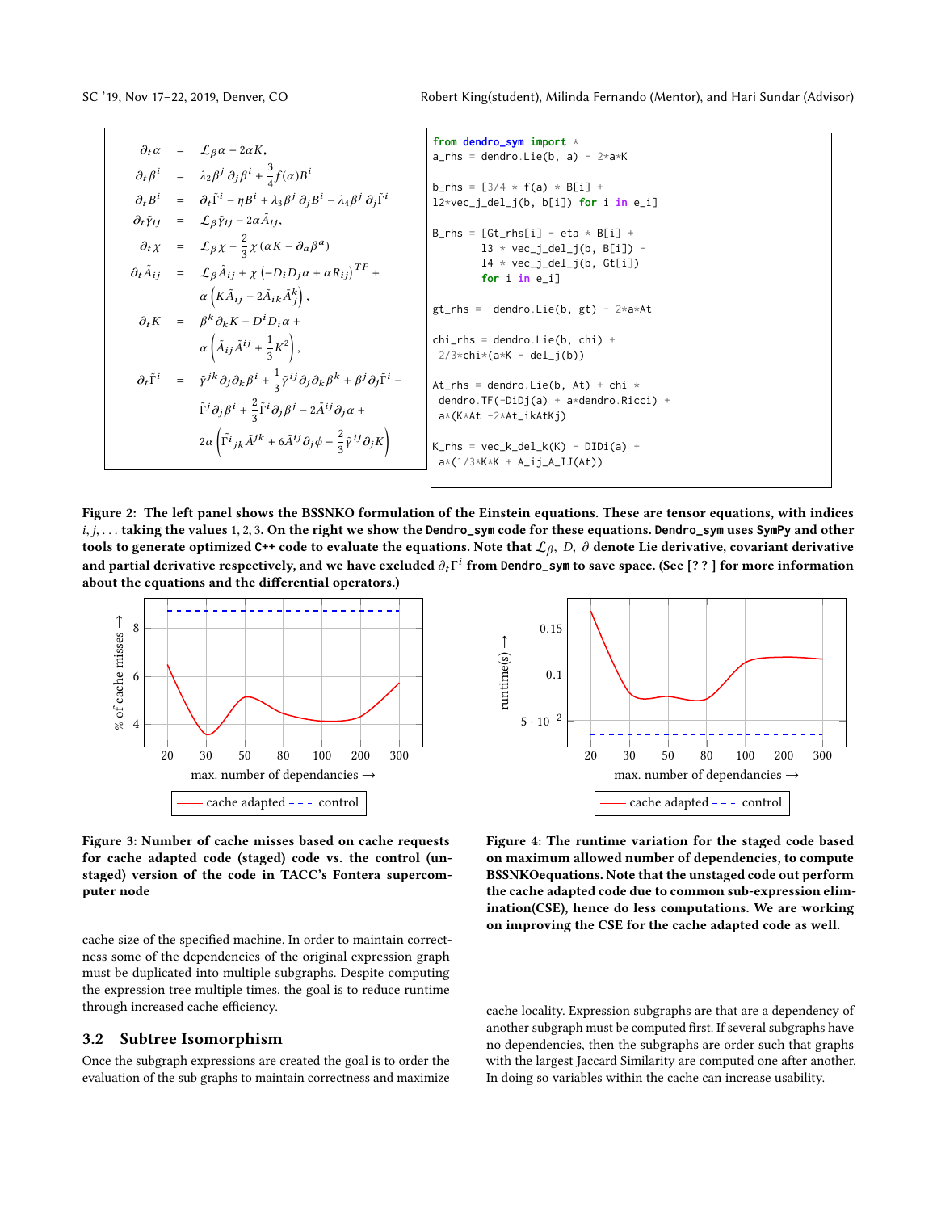$$
\begin{aligned}
\partial_t \alpha &= \mathcal{L}_\beta \alpha - 2\alpha K, \\
\partial_t \beta^i &= \lambda_2 \beta^j \partial_j \beta^i + \frac{3}{4} f(\alpha) B^i \\
\partial_t B^i &= \partial_t \tilde{\Gamma}^i - \eta B^i + \lambda_3 \beta^j \partial_j B^i - \lambda_4 \beta^j \partial_j \tilde{\Gamma}^i \\
\partial_t \tilde{\gamma}_{ij} &= \mathcal{L}_\beta \tilde{\gamma}_{ij} - 2\alpha \tilde{A}_{ij}, \\
\partial_t \chi &= \mathcal{L}_\beta \chi + \frac{2}{3} \chi \left(\alpha K - \partial_a \beta^a\right) \\
\partial_t \tilde{A}_{ij} &= \mathcal{L}_\beta \tilde{A}_{ij} + \chi \left(-D_i D_j \alpha + \alpha R_{ij}\right)^{TF} + \\
&\quad \alpha \left(K \tilde{A}_{ij} - 2\tilde{A}_{ik} \tilde{A}^k_j\right), \\
\partial_t K &= \beta^k \partial_k K - D^i D_i \alpha + \\
&\quad \alpha \left(\tilde{A}_{ij} \tilde{A}^{ij} + \frac{1}{3} K^2\right), \\
\partial_t \tilde{\Gamma}^i &= \tilde{\gamma}^{jk} \partial_j \partial_k \beta^i + \frac{1}{3} \tilde{\gamma}^{ij} \partial_j \partial_k \beta^k + \beta^j \partial_j \tilde{\Gamma}^i - \\
&\quad \tilde{\Gamma}^j \partial_j \beta^i + \frac{2}{3} \tilde{\Gamma}^i \partial_j \beta^j - 2\tilde{A}^{ij} \partial_j \alpha + \\
&\quad 2\alpha \left(\tilde{\Gamma}^i{}_{jk} \tilde{A}^{jk} + 6\tilde{A}^{ij} \partial_j \phi - \frac{2}{3} \tilde{\gamma}^{ij} \partial_j K\right)
\end{aligned}
$$

```python
from dendro_sym import *
a_rhs = dendro.Lie(b, a) - 2*a*K

b_rhs = [3/4 * f(a) * B[i] +
l2*vec_j_del_j(b, b[i]) for i in e_i]

B_rhs = [Gt_rhs[i] - eta * B[i] +
        l3 * vec_j_del_j(b, B[i]) -
        l4 * vec_j_del_j(b, Gt[i])
        for i in e_i]

gt_rhs =  dendro.Lie(b, gt) - 2*a*At

chi_rhs = dendro.Lie(b, chi) +
 2/3*chi*(a*K - del_j(b))

At_rhs = dendro.Lie(b, At) + chi *
 dendro.TF(-DiDj(a) + a*dendro.Ricci) +
 a*(K*At -2*At_ikAtKj)

K_rhs = vec_k_del_k(K) - DIDi(a) +
 a*(1/3*K*K + A_ij_A_IJ(At))
```

**Figure 2: The left panel shows the BSSNKO formulation of the Einstein equations. These are tensor equations, with indices $i, j, \ldots$ taking the values 1, 2, 3. On the right we show the `Dendro_sym` code for these equations. `Dendro_sym` uses SymPy and other tools to generate optimized C++ code to evaluate the equations. Note that $\mathcal{L}_\beta$, $D$, $\partial$ denote Lie derivative, covariant derivative and partial derivative respectively, and we have excluded $\partial_t \Gamma^i$ from `Dendro_sym` to save space. (See [? ? ] for more information about the equations and the differential operators.)**

**Figure 3: Number of cache misses based on cache requests for cache adapted code (staged) code vs. the control (unstaged) version of the code in TACC's Fontera supercomputer node**

**Figure 4: The runtime variation for the staged code based on maximum allowed number of dependencies, to compute BSSNKOequations. Note that the unstaged code out perform the cache adapted code due to common sub-expression elimination(CSE), hence do less computations. We are working on improving the CSE for the cache adapted code as well.**

cache size of the specified machine. In order to maintain correctness some of the dependencies of the original expression graph must be duplicated into multiple subgraphs. Despite computing the expression tree multiple times, the goal is to reduce runtime through increased cache efficiency.

## 3.2 Subtree Isomorphism

Once the subgraph expressions are created the goal is to order the evaluation of the sub graphs to maintain correctness and maximize cache locality. Expression subgraphs are that are a dependency of another subgraph must be computed first. If several subgraphs have no dependencies, then the subgraphs are order such that graphs with the largest Jaccard Similarity are computed one after another. In doing so variables within the cache can increase usability.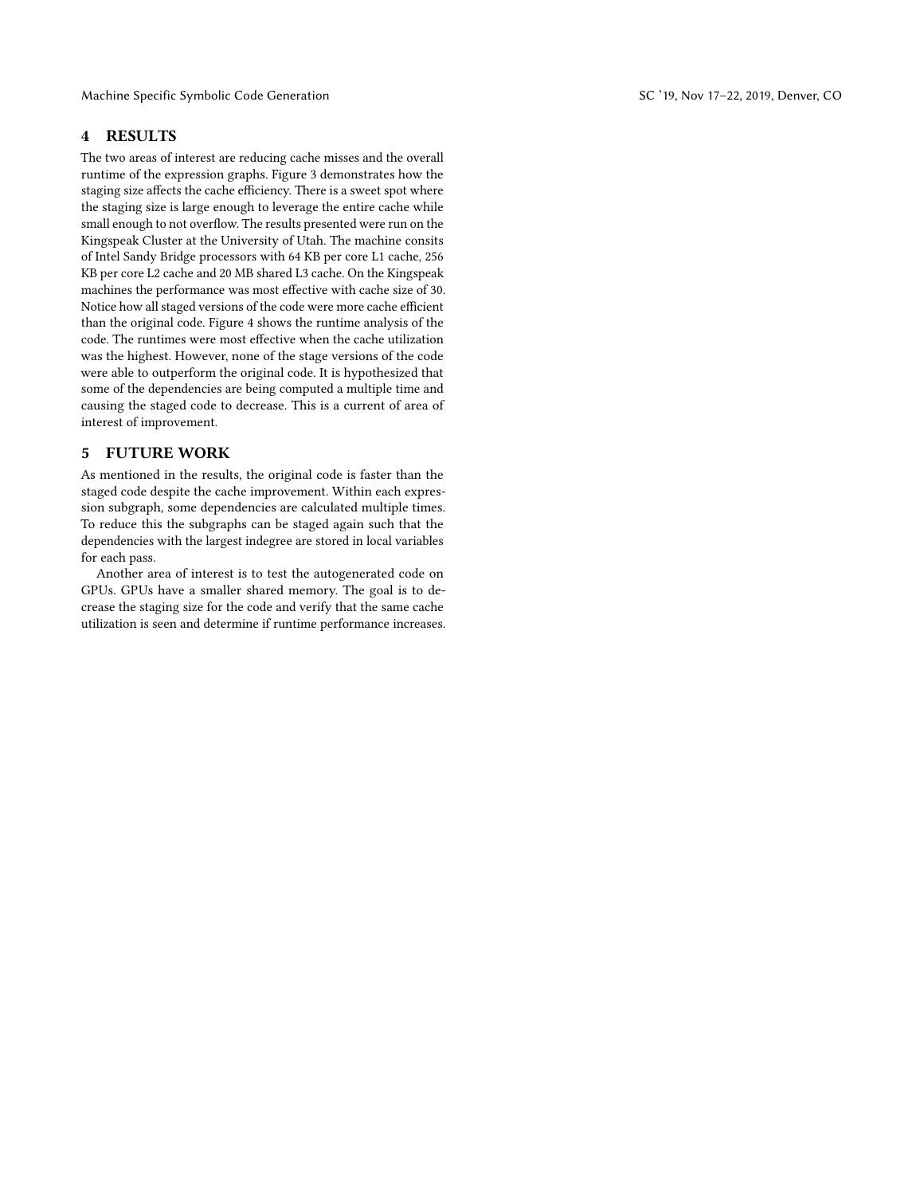## 4 RESULTS

The two areas of interest are reducing cache misses and the overall runtime of the expression graphs. Figure 3 demonstrates how the staging size affects the cache efficiency. There is a sweet spot where the staging size is large enough to leverage the entire cache while small enough to not overflow. The results presented were run on the Kingspeak Cluster at the University of Utah. The machine consits of Intel Sandy Bridge processors with 64 KB per core L1 cache, 256 KB per core L2 cache and 20 MB shared L3 cache. On the Kingspeak machines the performance was most effective with cache size of 30. Notice how all staged versions of the code were more cache efficient than the original code. Figure 4 shows the runtime analysis of the code. The runtimes were most effective when the cache utilization was the highest. However, none of the stage versions of the code were able to outperform the original code. It is hypothesized that some of the dependencies are being computed a multiple time and causing the staged code to decrease. This is a current of area of interest of improvement.

## 5 FUTURE WORK

As mentioned in the results, the original code is faster than the staged code despite the cache improvement. Within each expression subgraph, some dependencies are calculated multiple times. To reduce this the subgraphs can be staged again such that the dependencies with the largest indegree are stored in local variables for each pass.

Another area of interest is to test the autogenerated code on GPUs. GPUs have a smaller shared memory. The goal is to decrease the staging size for the code and verify that the same cache utilization is seen and determine if runtime performance increases.